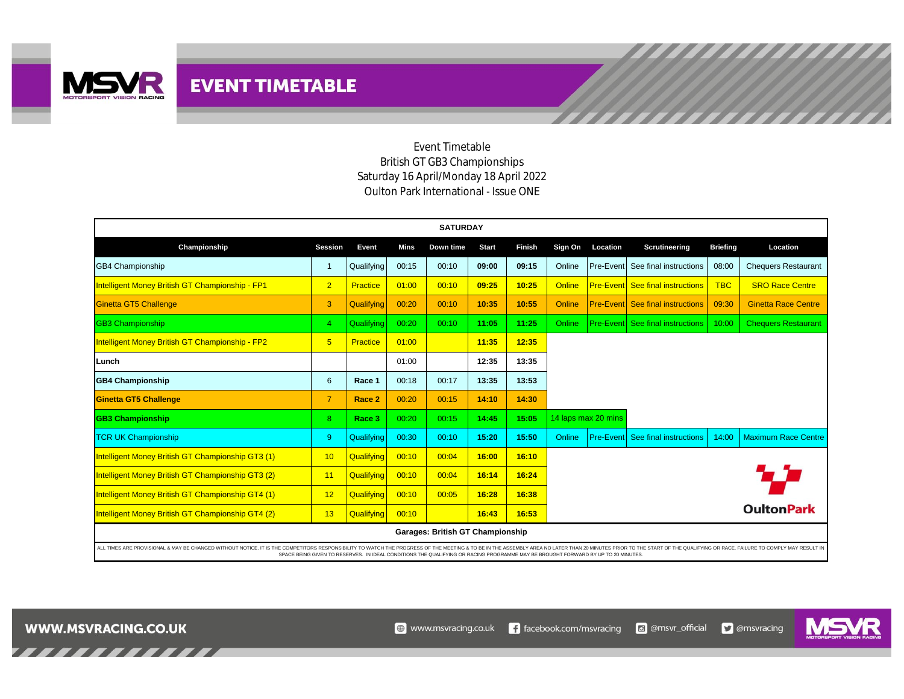# EVENT TIMETABLE

Event Timetable
British GT GB3 Championships
Saturday 16 April/Monday 18 April 2022
Oulton Park International - Issue ONE

| SATURDAY | | | | | | | | | | | | |
|---|---|---|---|---|---|---|---|---|---|---|---|---|
| **Championship** | **Session** | **Event** | **Mins** | **Down time** | **Start** | **Finish** | **Sign On** | **Location** | **Scrutineering** | **Briefing** | **Location** |
| GB4 Championship | 1 | Qualifying | 00:15 | 00:10 | **09:00** | **09:15** | Online | Pre-Event | See final instructions | 08:00 | Chequers Restaurant |
| Intelligent Money British GT Championship - FP1 | 2 | Practice | 01:00 | 00:10 | **09:25** | **10:25** | Online | Pre-Event | See final instructions | TBC | SRO Race Centre |
| Ginetta GT5 Challenge | 3 | Qualifying | 00:20 | 00:10 | **10:35** | **10:55** | Online | Pre-Event | See final instructions | 09:30 | Ginetta Race Centre |
| GB3 Championship | 4 | Qualifying | 00:20 | 00:10 | **11:05** | **11:25** | Online | Pre-Event | See final instructions | 10:00 | Chequers Restaurant |
| Intelligent Money British GT Championship - FP2 | 5 | Practice | 01:00 | | **11:35** | **12:35** | | | | | |
| **Lunch** | | | 01:00 | | **12:35** | **13:35** | | | | | |
| **GB4 Championship** | 6 | **Race 1** | 00:18 | 00:17 | **13:35** | **13:53** | | | | | |
| **Ginetta GT5 Challenge** | 7 | **Race 2** | 00:20 | 00:15 | **14:10** | **14:30** | | | | | |
| **GB3 Championship** | 8 | **Race 3** | 00:20 | 00:15 | **14:45** | **15:05** | 14 laps max 20 mins | | | | |
| TCR UK Championship | 9 | Qualifying | 00:30 | 00:10 | **15:20** | **15:50** | Online | Pre-Event | See final instructions | 14:00 | Maximum Race Centre |
| Intelligent Money British GT Championship GT3 (1) | 10 | Qualifying | 00:10 | 00:04 | **16:00** | **16:10** | | | | | |
| Intelligent Money British GT Championship GT3 (2) | 11 | Qualifying | 00:10 | 00:04 | **16:14** | **16:24** | | | | | |
| Intelligent Money British GT Championship GT4 (1) | 12 | Qualifying | 00:10 | 00:05 | **16:28** | **16:38** | | | | | |
| Intelligent Money British GT Championship GT4 (2) | 13 | Qualifying | 00:10 | | **16:43** | **16:53** | | | | | |

**Garages: British GT Championship**

ALL TIMES ARE PROVISIONAL & MAY BE CHANGED WITHOUT NOTICE. IT IS THE COMPETITORS RESPONSIBILITY TO WATCH THE PROGRESS OF THE MEETING & TO BE IN THE ASSEMBLY AREA NO LATER THAN 20 MINUTES PRIOR TO THE START OF THE QUALIFYING OR RACE. FAILURE TO COMPLY MAY RESULT IN SPACE BEING GIVEN TO RESERVES. IN IDEAL CONDITIONS THE QUALIFYING OR RACING PROGRAMME MAY BE BROUGHT FORWARD BY UP TO 20 MINUTES.

OultonPark

WWW.MSVRACING.CO.UK — www.msvracing.co.uk — facebook.com/msvracing — @msvr_official — @msvracing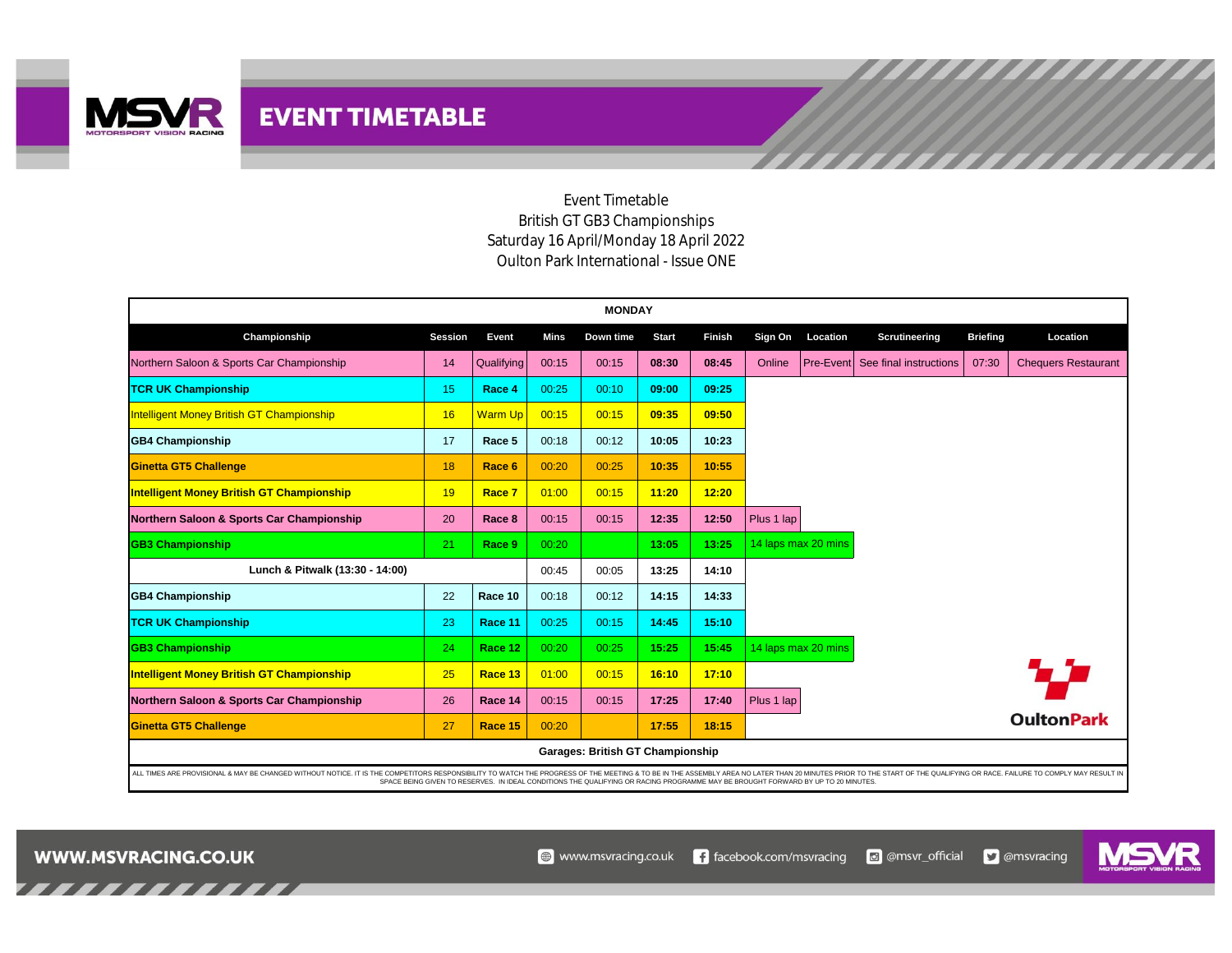# EVENT TIMETABLE

Event Timetable
British GT GB3 Championships
Saturday 16 April/Monday 18 April 2022
Oulton Park International - Issue ONE

**MONDAY**

| Championship | Session | Event | Mins | Down time | Start | Finish | Sign On | Location | Scrutineering | Briefing | Location |
|---|---|---|---|---|---|---|---|---|---|---|---|
| Northern Saloon & Sports Car Championship | 14 | Qualifying | 00:15 | 00:15 | **08:30** | **08:45** | Online | Pre-Event | See final instructions | 07:30 | Chequers Restaurant |
| **TCR UK Championship** | 15 | **Race 4** | 00:25 | 00:10 | **09:00** | **09:25** | | | | | |
| Intelligent Money British GT Championship | 16 | Warm Up | 00:15 | 00:15 | **09:35** | **09:50** | | | | | |
| **GB4 Championship** | 17 | **Race 5** | 00:18 | 00:12 | **10:05** | **10:23** | | | | | |
| **Ginetta GT5 Challenge** | 18 | **Race 6** | 00:20 | 00:25 | **10:35** | **10:55** | | | | | |
| **Intelligent Money British GT Championship** | 19 | **Race 7** | 01:00 | 00:15 | **11:20** | **12:20** | | | | | |
| **Northern Saloon & Sports Car Championship** | 20 | **Race 8** | 00:15 | 00:15 | **12:35** | **12:50** | Plus 1 lap | | | | |
| **GB3 Championship** | 21 | **Race 9** | 00:20 | | **13:05** | **13:25** | 14 laps max 20 mins | | | | |
| **Lunch & Pitwalk (13:30 - 14:00)** | | | 00:45 | 00:05 | **13:25** | **14:10** | | | | | |
| **GB4 Championship** | 22 | **Race 10** | 00:18 | 00:12 | **14:15** | **14:33** | | | | | |
| **TCR UK Championship** | 23 | **Race 11** | 00:25 | 00:15 | **14:45** | **15:10** | | | | | |
| **GB3 Championship** | 24 | **Race 12** | 00:20 | 00:25 | **15:25** | **15:45** | 14 laps max 20 mins | | | | |
| **Intelligent Money British GT Championship** | 25 | **Race 13** | 01:00 | 00:15 | **16:10** | **17:10** | | | | | |
| **Northern Saloon & Sports Car Championship** | 26 | **Race 14** | 00:15 | 00:15 | **17:25** | **17:40** | Plus 1 lap | | | | |
| **Ginetta GT5 Challenge** | 27 | **Race 15** | 00:20 | | **17:55** | **18:15** | | | | | |

**Garages: British GT Championship**

ALL TIMES ARE PROVISIONAL & MAY BE CHANGED WITHOUT NOTICE. IT IS THE COMPETITORS RESPONSIBILITY TO WATCH THE PROGRESS OF THE MEETING & TO BE IN THE ASSEMBLY AREA NO LATER THAN 20 MINUTES PRIOR TO THE START OF THE QUALIFYING OR RACE. FAILURE TO COMPLY MAY RESULT IN SPACE BEING GIVEN TO RESERVES. IN IDEAL CONDITIONS THE QUALIFYING OR RACING PROGRAMME MAY BE BROUGHT FORWARD BY UP TO 20 MINUTES.

OultonPark

WWW.MSVRACING.CO.UK www.msvracing.co.uk facebook.com/msvracing @msvr_official @msvracing